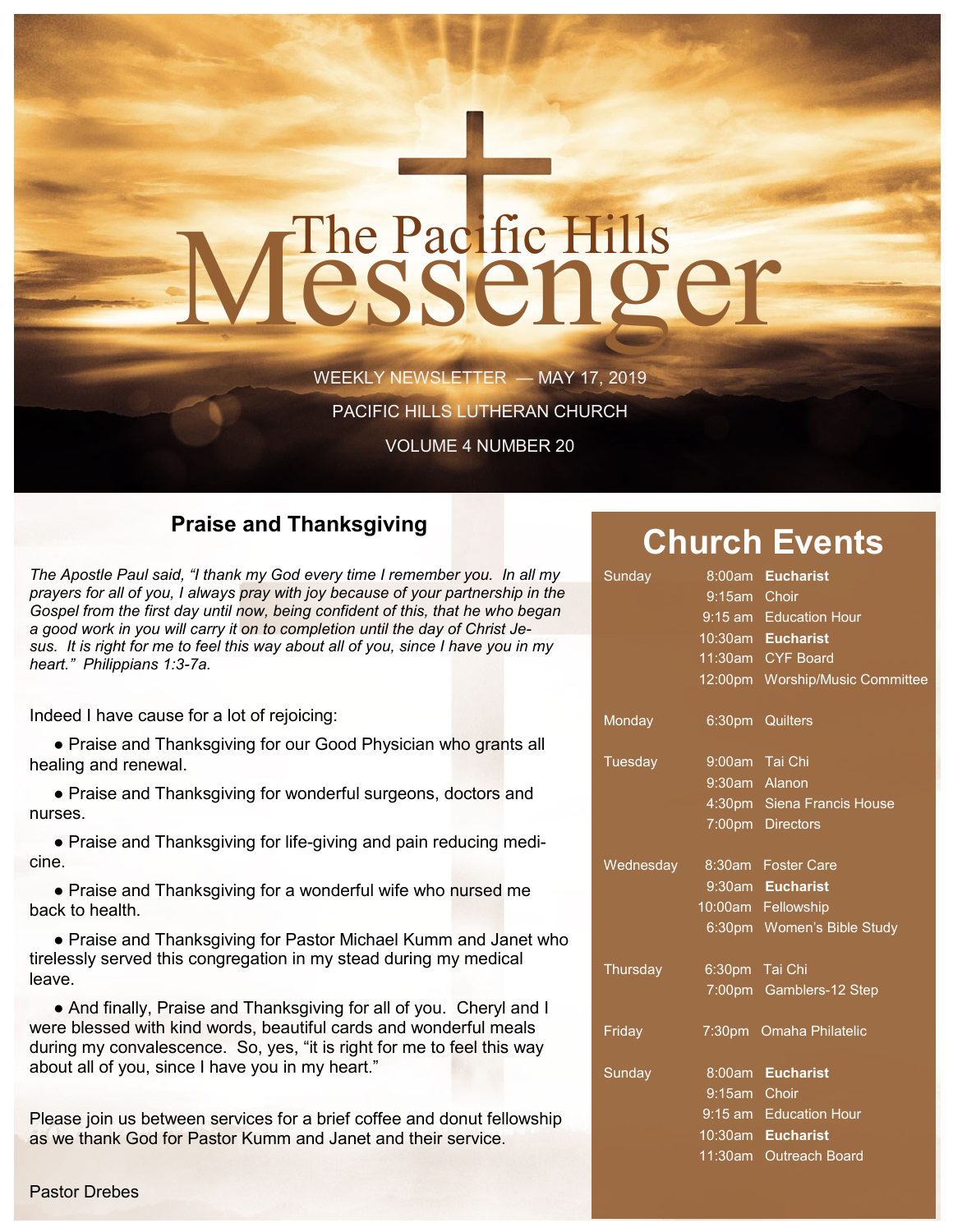# The Pacific Hills Messenger

WEEKLY NEWSLETTER — MAY 17, 2019

PACIFIC HILLS LUTHERAN CHURCH

VOLUME 4 NUMBER 20

## Praise and Thanksgiving

*The Apostle Paul said, "I thank my God every time I remember you. In all my prayers for all of you, I always pray with joy because of your partnership in the Gospel from the first day until now, being confident of this, that he who began a good work in you will carry it on to completion until the day of Christ Jesus. It is right for me to feel this way about all of you, since I have you in my heart." Philippians 1:3-7a.*

Indeed I have cause for a lot of rejoicing:

- Praise and Thanksgiving for our Good Physician who grants all healing and renewal.
- Praise and Thanksgiving for wonderful surgeons, doctors and nurses.
- Praise and Thanksgiving for life-giving and pain reducing medicine.
- Praise and Thanksgiving for a wonderful wife who nursed me back to health.
- Praise and Thanksgiving for Pastor Michael Kumm and Janet who tirelessly served this congregation in my stead during my medical leave.
- And finally, Praise and Thanksgiving for all of you. Cheryl and I were blessed with kind words, beautiful cards and wonderful meals during my convalescence. So, yes, "it is right for me to feel this way about all of you, since I have you in my heart."

Please join us between services for a brief coffee and donut fellowship as we thank God for Pastor Kumm and Janet and their service.

Pastor Drebes

## Church Events

| Day | Time | Event |
|---|---|---|
| Sunday | 8:00am | **Eucharist** |
| | 9:15am | Choir |
| | 9:15 am | Education Hour |
| | 10:30am | **Eucharist** |
| | 11:30am | CYF Board |
| | 12:00pm | Worship/Music Committee |
| Monday | 6:30pm | Quilters |
| Tuesday | 9:00am | Tai Chi |
| | 9:30am | Alanon |
| | 4:30pm | Siena Francis House |
| | 7:00pm | Directors |
| Wednesday | 8:30am | Foster Care |
| | 9:30am | **Eucharist** |
| | 10:00am | Fellowship |
| | 6:30pm | Women's Bible Study |
| Thursday | 6:30pm | Tai Chi |
| | 7:00pm | Gamblers-12 Step |
| Friday | 7:30pm | Omaha Philatelic |
| Sunday | 8:00am | **Eucharist** |
| | 9:15am | Choir |
| | 9:15 am | Education Hour |
| | 10:30am | **Eucharist** |
| | 11:30am | Outreach Board |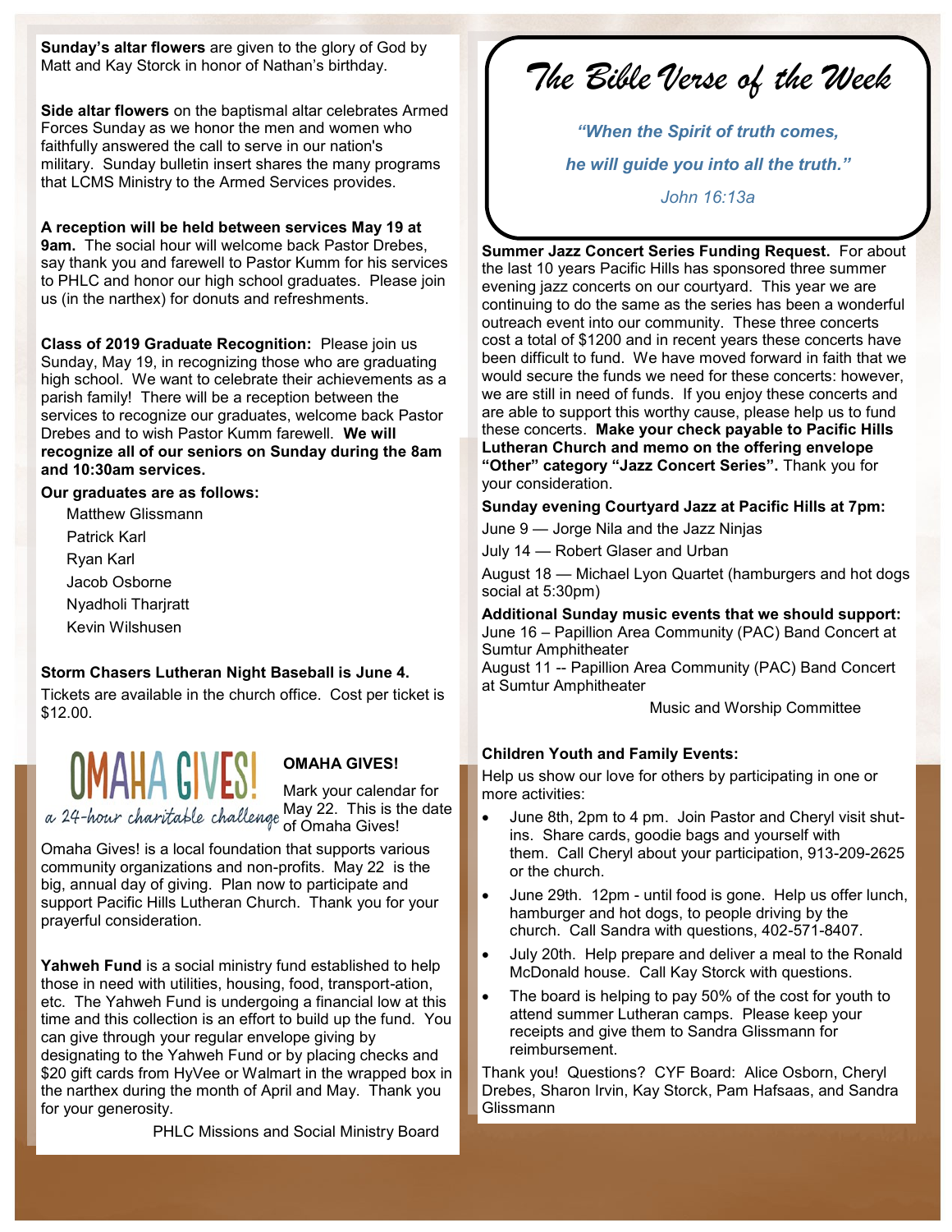**Sunday's altar flowers** are given to the glory of God by Matt and Kay Storck in honor of Nathan's birthday.

**Side altar flowers** on the baptismal altar celebrates Armed Forces Sunday as we honor the men and women who faithfully answered the call to serve in our nation's military. Sunday bulletin insert shares the many programs that LCMS Ministry to the Armed Services provides.

**A reception will be held between services May 19 at 9am.** The social hour will welcome back Pastor Drebes, say thank you and farewell to Pastor Kumm for his services to PHLC and honor our high school graduates. Please join us (in the narthex) for donuts and refreshments.

**Class of 2019 Graduate Recognition:** Please join us Sunday, May 19, in recognizing those who are graduating high school. We want to celebrate their achievements as a parish family! There will be a reception between the services to recognize our graduates, welcome back Pastor Drebes and to wish Pastor Kumm farewell. **We will recognize all of our seniors on Sunday during the 8am and 10:30am services.**

**Our graduates are as follows:**

Matthew Glissmann
Patrick Karl
Ryan Karl
Jacob Osborne
Nyadholi Tharjratt
Kevin Wilshusen

**Storm Chasers Lutheran Night Baseball is June 4.**
Tickets are available in the church office. Cost per ticket is $12.00.

OMAHA GIVES!
a 24-hour charitable challenge

**OMAHA GIVES!**

Mark your calendar for May 22. This is the date of Omaha Gives!

Omaha Gives! is a local foundation that supports various community organizations and non-profits. May 22 is the big, annual day of giving. Plan now to participate and support Pacific Hills Lutheran Church. Thank you for your prayerful consideration.

**Yahweh Fund** is a social ministry fund established to help those in need with utilities, housing, food, transport-ation, etc. The Yahweh Fund is undergoing a financial low at this time and this collection is an effort to build up the fund. You can give through your regular envelope giving by designating to the Yahweh Fund or by placing checks and $20 gift cards from HyVee or Walmart in the wrapped box in the narthex during the month of April and May. Thank you for your generosity.

PHLC Missions and Social Ministry Board

## *The Bible Verse of the Week*

***"When the Spirit of truth comes,***
***he will guide you into all the truth."***
*John 16:13a*

**Summer Jazz Concert Series Funding Request.** For about the last 10 years Pacific Hills has sponsored three summer evening jazz concerts on our courtyard. This year we are continuing to do the same as the series has been a wonderful outreach event into our community. These three concerts cost a total of $1200 and in recent years these concerts have been difficult to fund. We have moved forward in faith that we would secure the funds we need for these concerts: however, we are still in need of funds. If you enjoy these concerts and are able to support this worthy cause, please help us to fund these concerts. **Make your check payable to Pacific Hills Lutheran Church and memo on the offering envelope "Other" category "Jazz Concert Series".** Thank you for your consideration.

**Sunday evening Courtyard Jazz at Pacific Hills at 7pm:**

June 9 — Jorge Nila and the Jazz Ninjas
July 14 — Robert Glaser and Urban
August 18 — Michael Lyon Quartet (hamburgers and hot dogs social at 5:30pm)

**Additional Sunday music events that we should support:**
June 16 – Papillion Area Community (PAC) Band Concert at Sumtur Amphitheater
August 11 -- Papillion Area Community (PAC) Band Concert at Sumtur Amphitheater

Music and Worship Committee

**Children Youth and Family Events:**

Help us show our love for others by participating in one or more activities:

- June 8th, 2pm to 4 pm. Join Pastor and Cheryl visit shut-ins. Share cards, goodie bags and yourself with them. Call Cheryl about your participation, 913-209-2625 or the church.
- June 29th. 12pm - until food is gone. Help us offer lunch, hamburger and hot dogs, to people driving by the church. Call Sandra with questions, 402-571-8407.
- July 20th. Help prepare and deliver a meal to the Ronald McDonald house. Call Kay Storck with questions.
- The board is helping to pay 50% of the cost for youth to attend summer Lutheran camps. Please keep your receipts and give them to Sandra Glissmann for reimbursement.

Thank you! Questions? CYF Board: Alice Osborn, Cheryl Drebes, Sharon Irvin, Kay Storck, Pam Hafsaas, and Sandra Glissmann